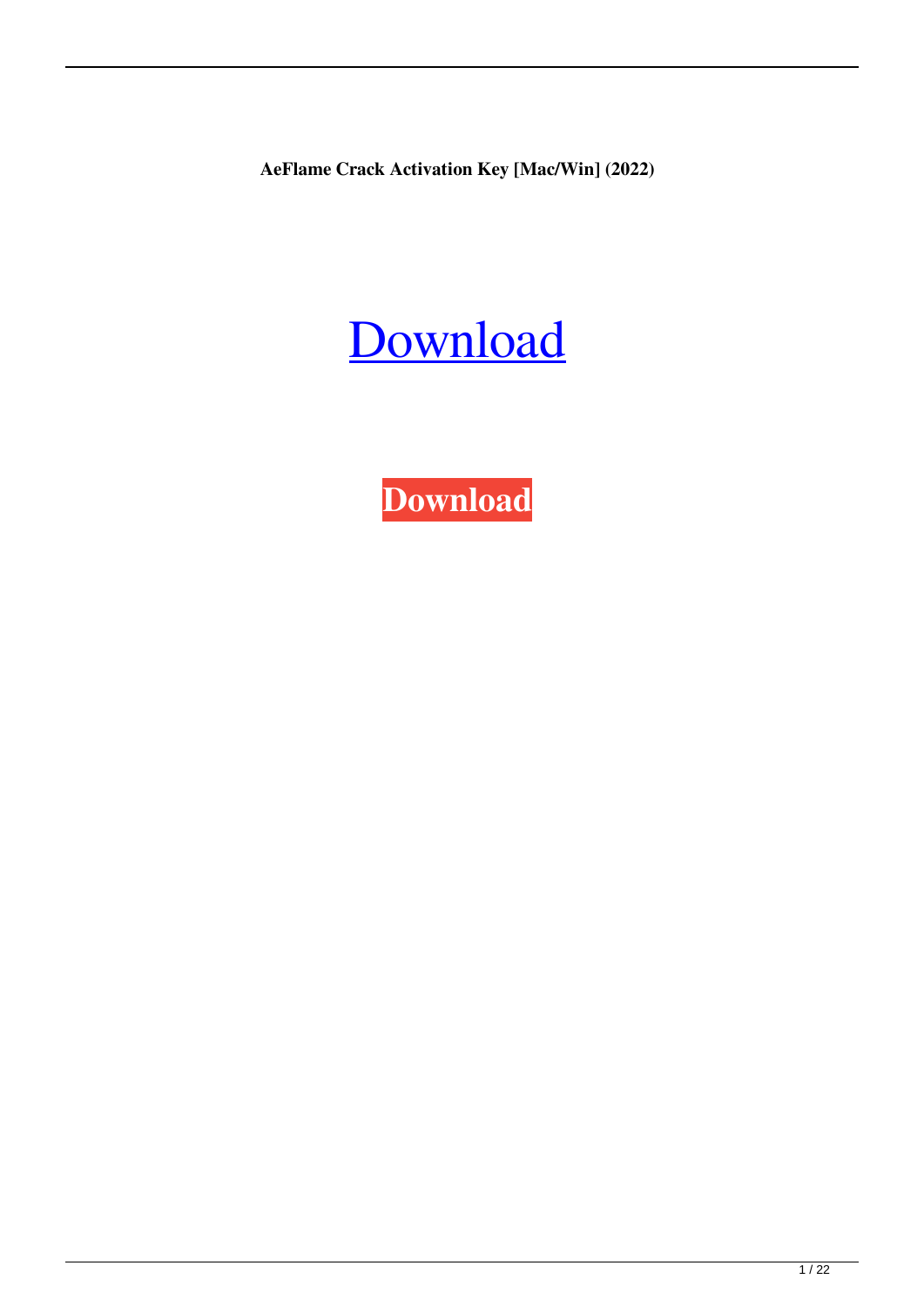**AeFlame Crack Activation Key [Mac/Win] (2022)**

[Download](#)

**Download**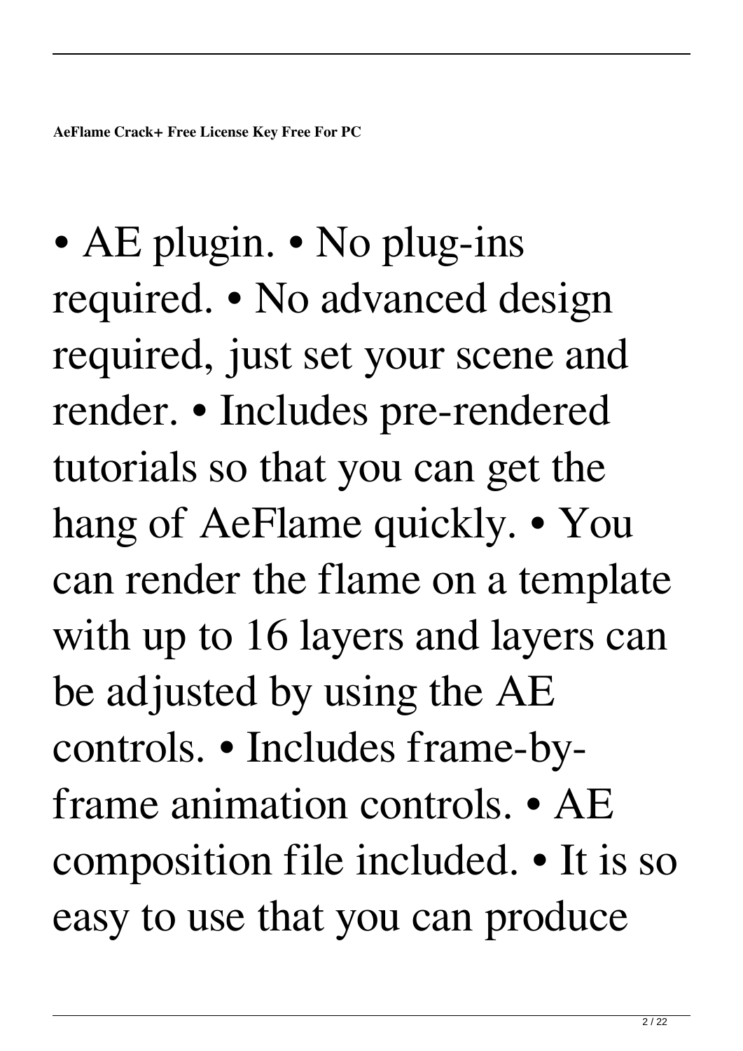**AeFlame Crack+ Free License Key Free For PC**

• AE plugin. • No plug-ins required. • No advanced design required, just set your scene and render. • Includes pre-rendered tutorials so that you can get the hang of AeFlame quickly. • You can render the flame on a template with up to 16 layers and layers can be adjusted by using the AE controls. • Includes frame-by-frame animation controls. • AE composition file included. • It is so easy to use that you can produce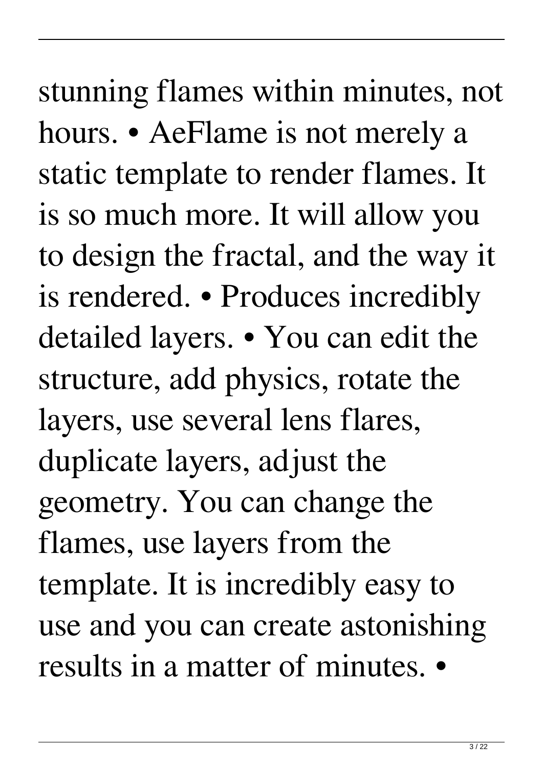stunning flames within minutes, not hours. • AeFlame is not merely a static template to render flames. It is so much more. It will allow you to design the fractal, and the way it is rendered. • Produces incredibly detailed layers. • You can edit the structure, add physics, rotate the layers, use several lens flares, duplicate layers, adjust the geometry. You can change the flames, use layers from the template. It is incredibly easy to use and you can create astonishing results in a matter of minutes. •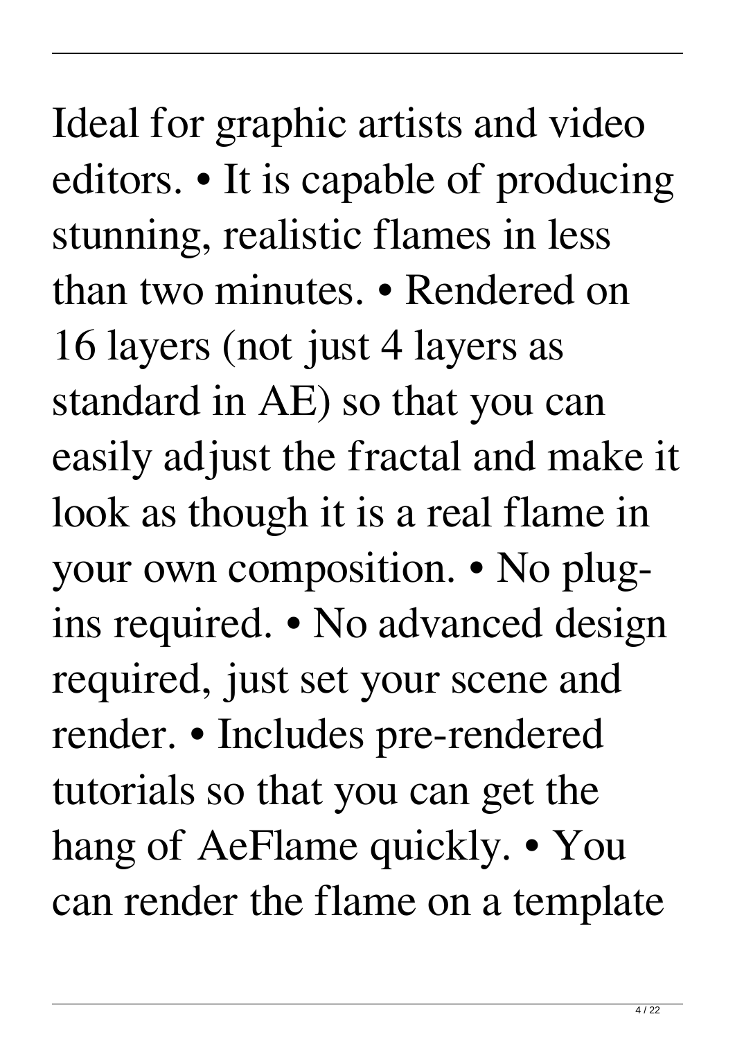Ideal for graphic artists and video editors. • It is capable of producing stunning, realistic flames in less than two minutes. • Rendered on 16 layers (not just 4 layers as standard in AE) so that you can easily adjust the fractal and make it look as though it is a real flame in your own composition. • No plug-ins required. • No advanced design required, just set your scene and render. • Includes pre-rendered tutorials so that you can get the hang of AeFlame quickly. • You can render the flame on a template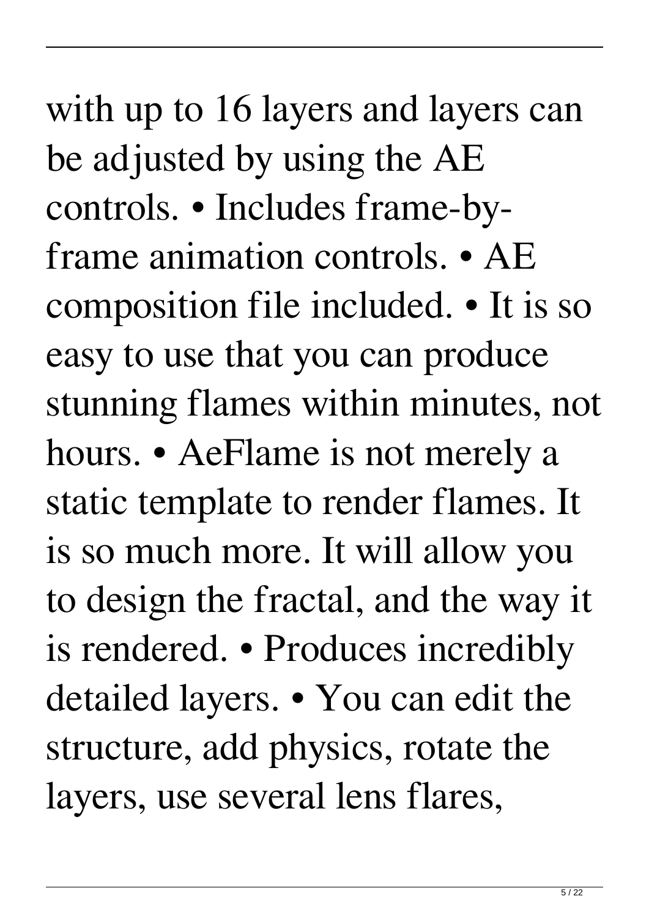with up to 16 layers and layers can be adjusted by using the AE controls. • Includes frame-by-frame animation controls. • AE composition file included. • It is so easy to use that you can produce stunning flames within minutes, not hours. • AeFlame is not merely a static template to render flames. It is so much more. It will allow you to design the fractal, and the way it is rendered. • Produces incredibly detailed layers. • You can edit the structure, add physics, rotate the layers, use several lens flares,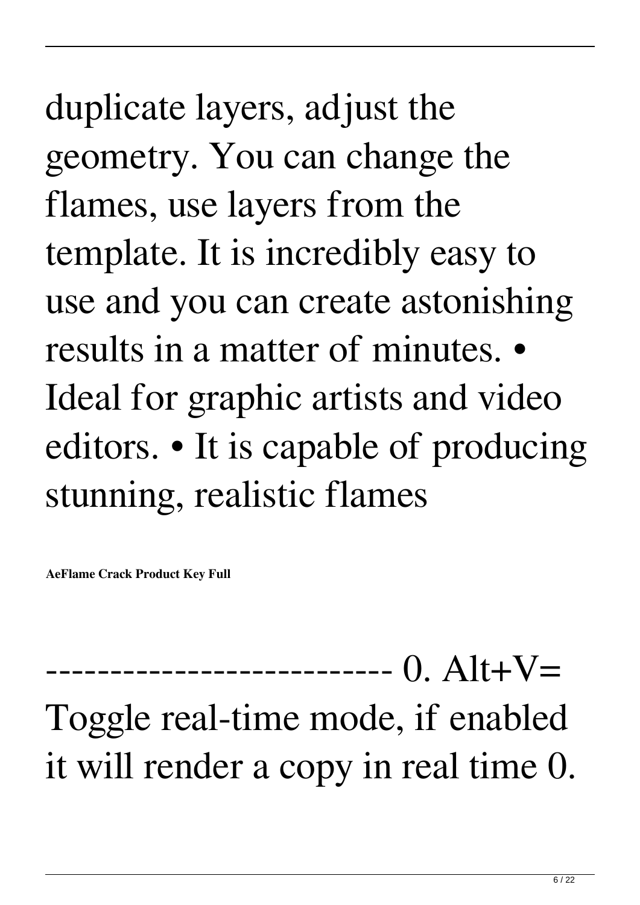duplicate layers, adjust the geometry. You can change the flames, use layers from the template. It is incredibly easy to use and you can create astonishing results in a matter of minutes. • Ideal for graphic artists and video editors. • It is capable of producing stunning, realistic flames

**AeFlame Crack Product Key Full**

-------------------------- 0. Alt+V= Toggle real-time mode, if enabled it will render a copy in real time 0.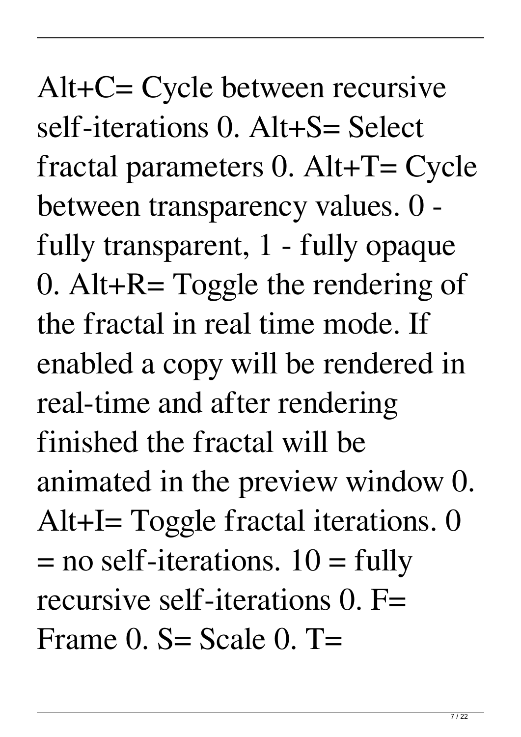Alt+C= Cycle between recursive self-iterations 0. Alt+S= Select fractal parameters 0. Alt+T= Cycle between transparency values. 0 - fully transparent, 1 - fully opaque 0. Alt+R= Toggle the rendering of the fractal in real time mode. If enabled a copy will be rendered in real-time and after rendering finished the fractal will be animated in the preview window 0. Alt+I= Toggle fractal iterations. 0 = no self-iterations. 10 = fully recursive self-iterations 0. F= Frame 0. S= Scale 0. T=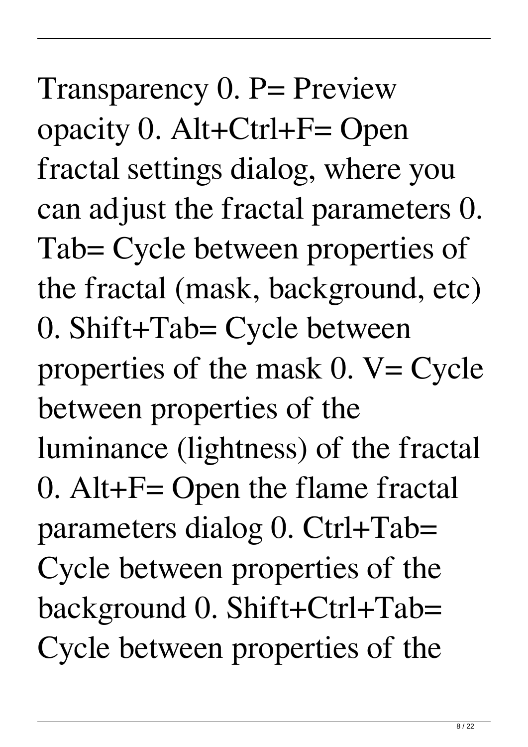Transparency 0. P= Preview opacity 0. Alt+Ctrl+F= Open fractal settings dialog, where you can adjust the fractal parameters 0. Tab= Cycle between properties of the fractal (mask, background, etc) 0. Shift+Tab= Cycle between properties of the mask 0. V= Cycle between properties of the luminance (lightness) of the fractal 0. Alt+F= Open the flame fractal parameters dialog 0. Ctrl+Tab= Cycle between properties of the background 0. Shift+Ctrl+Tab= Cycle between properties of the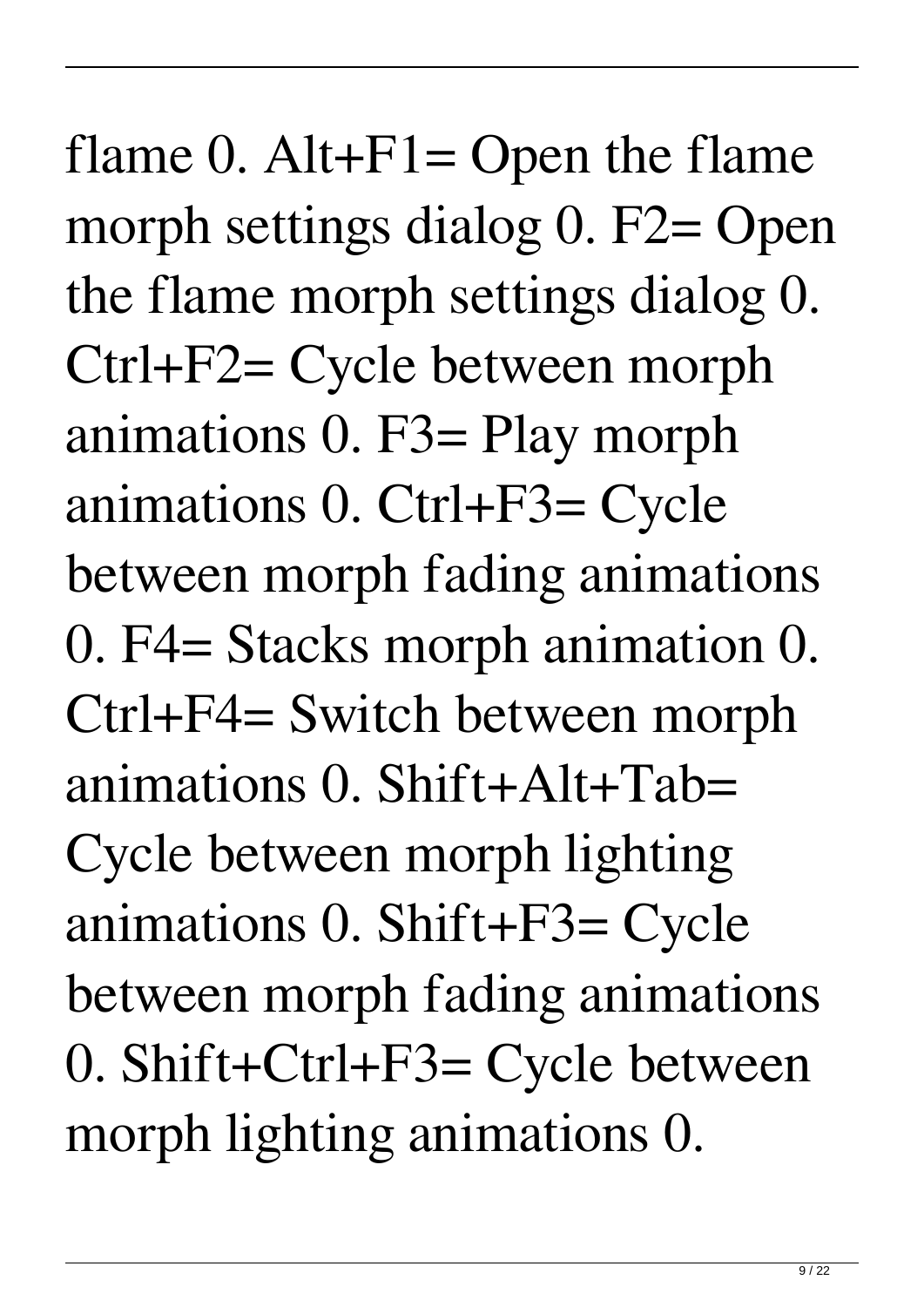flame 0. Alt+F1= Open the flame morph settings dialog 0. F2= Open the flame morph settings dialog 0. Ctrl+F2= Cycle between morph animations 0. F3= Play morph animations 0. Ctrl+F3= Cycle between morph fading animations 0. F4= Stacks morph animation 0. Ctrl+F4= Switch between morph animations 0. Shift+Alt+Tab= Cycle between morph lighting animations 0. Shift+F3= Cycle between morph fading animations 0. Shift+Ctrl+F3= Cycle between morph lighting animations 0.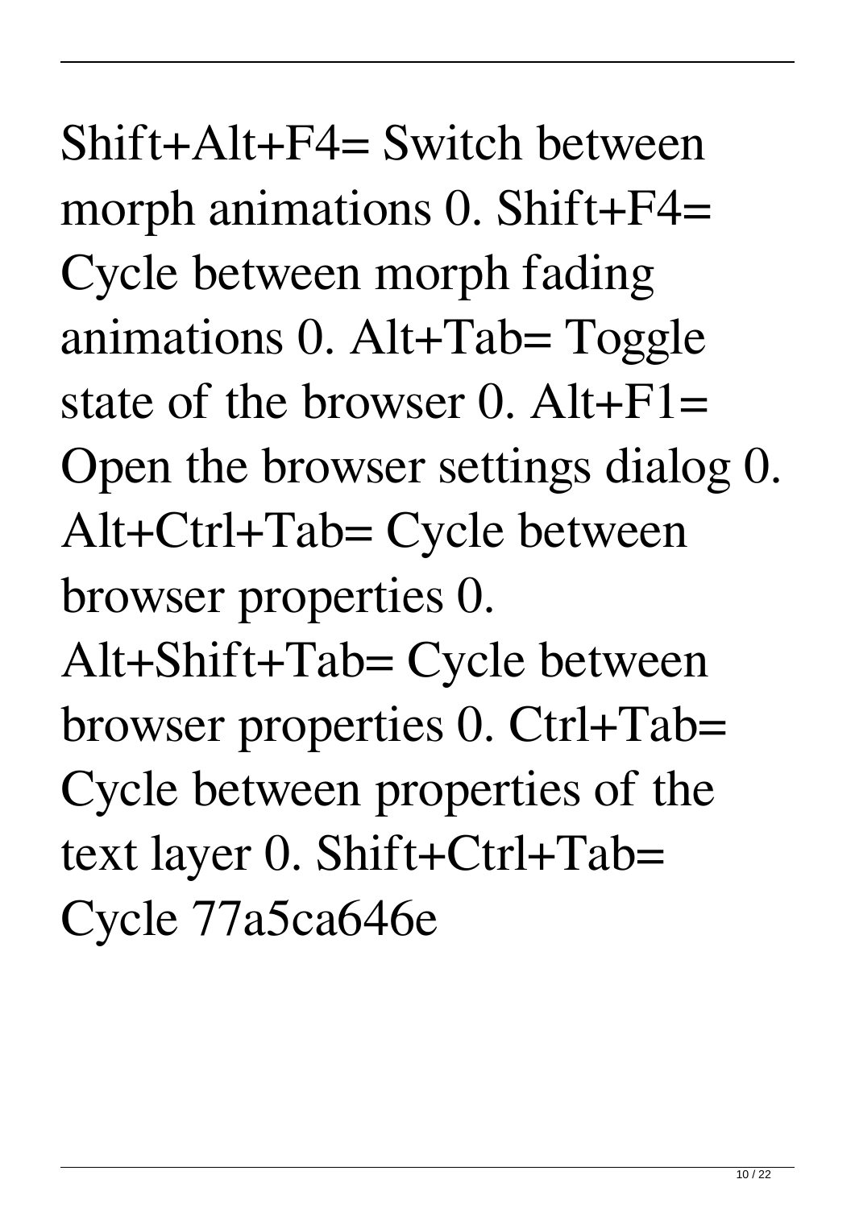Shift+Alt+F4= Switch between morph animations 0. Shift+F4= Cycle between morph fading animations 0. Alt+Tab= Toggle state of the browser 0. Alt+F1= Open the browser settings dialog 0. Alt+Ctrl+Tab= Cycle between browser properties 0. Alt+Shift+Tab= Cycle between browser properties 0. Ctrl+Tab= Cycle between properties of the text layer 0. Shift+Ctrl+Tab= Cycle 77a5ca646e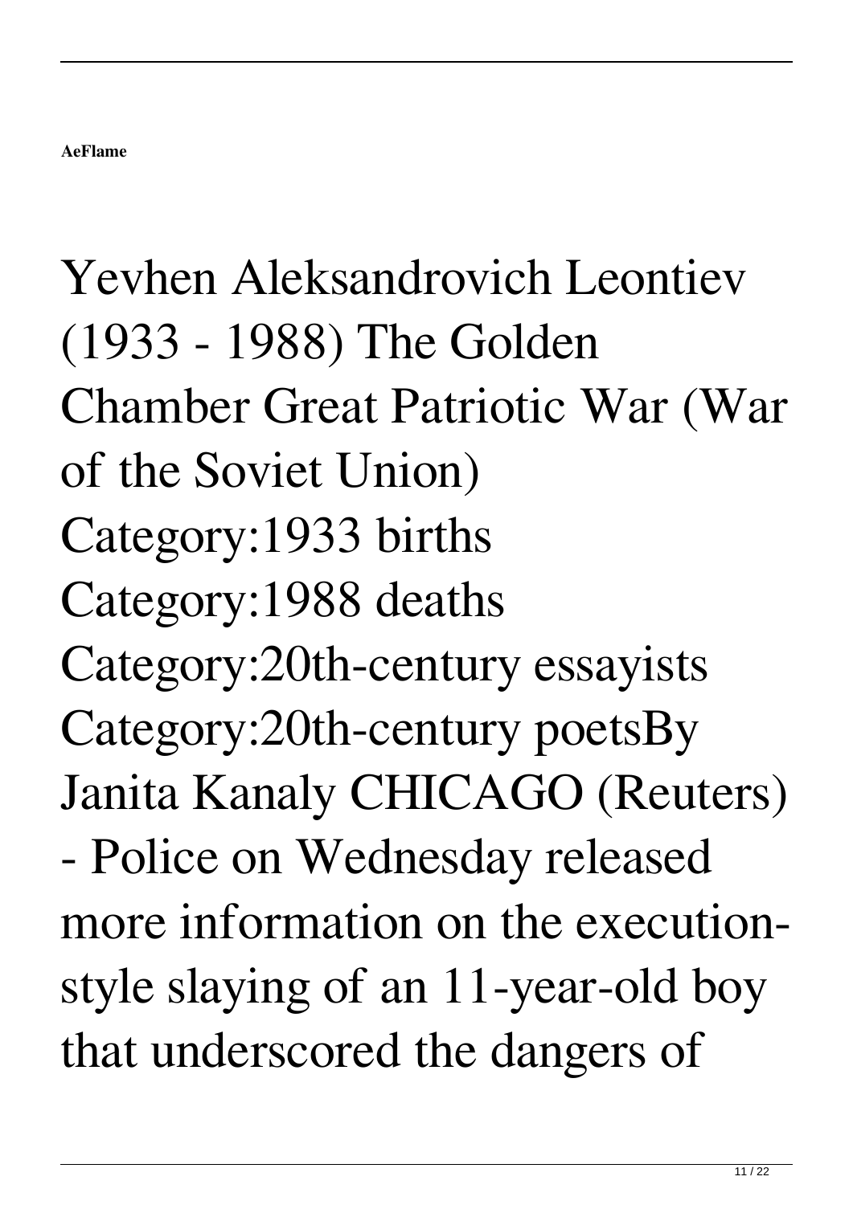**AeFlame**

Yevhen Aleksandrovich Leontiev (1933 - 1988) The Golden Chamber Great Patriotic War (War of the Soviet Union) Category:1933 births Category:1988 deaths Category:20th-century essayists Category:20th-century poetsBy Janita Kanaly CHICAGO (Reuters) - Police on Wednesday released more information on the execution-style slaying of an 11-year-old boy that underscored the dangers of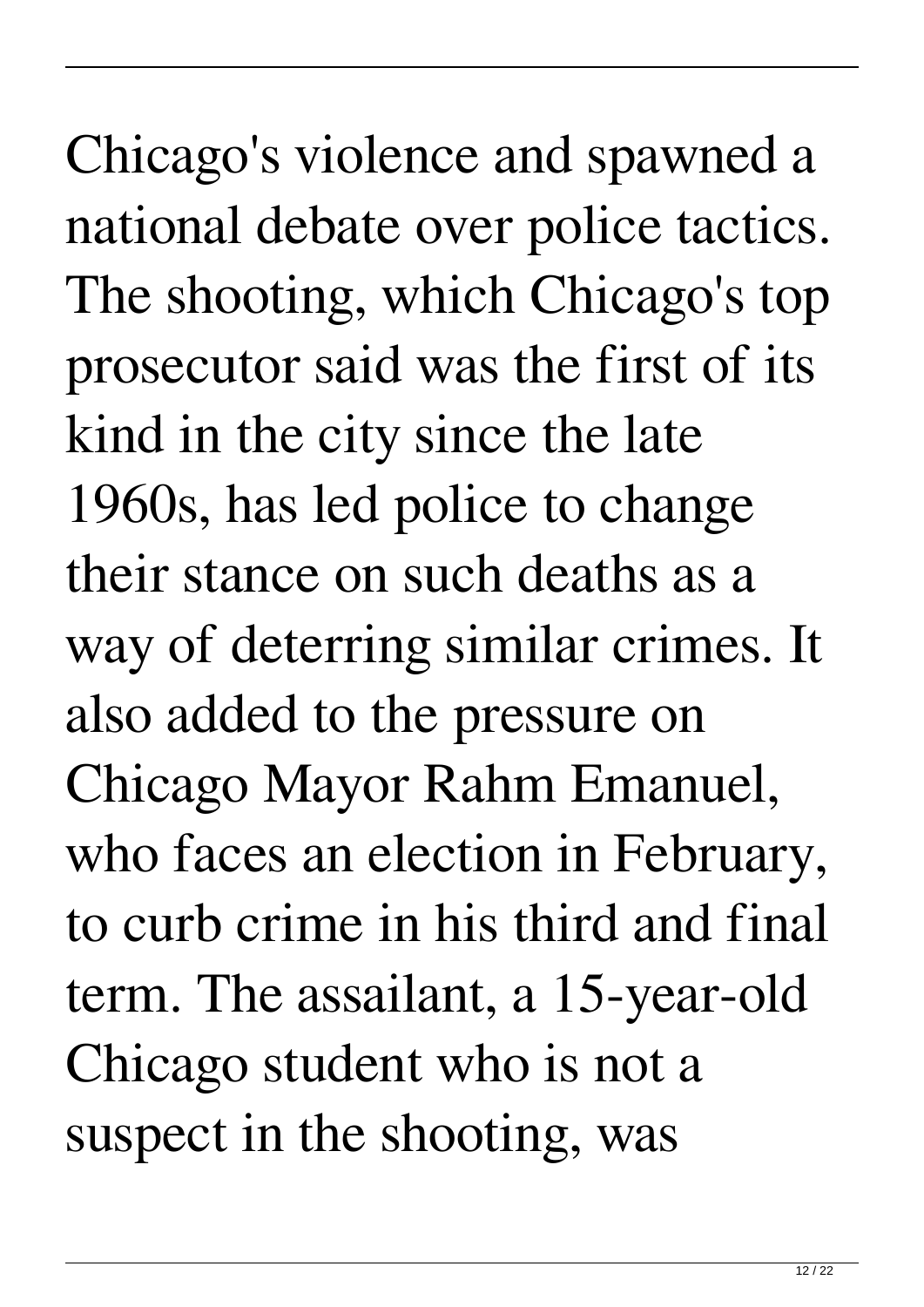Chicago's violence and spawned a national debate over police tactics. The shooting, which Chicago's top prosecutor said was the first of its kind in the city since the late 1960s, has led police to change their stance on such deaths as a way of deterring similar crimes. It also added to the pressure on Chicago Mayor Rahm Emanuel, who faces an election in February, to curb crime in his third and final term. The assailant, a 15-year-old Chicago student who is not a suspect in the shooting, was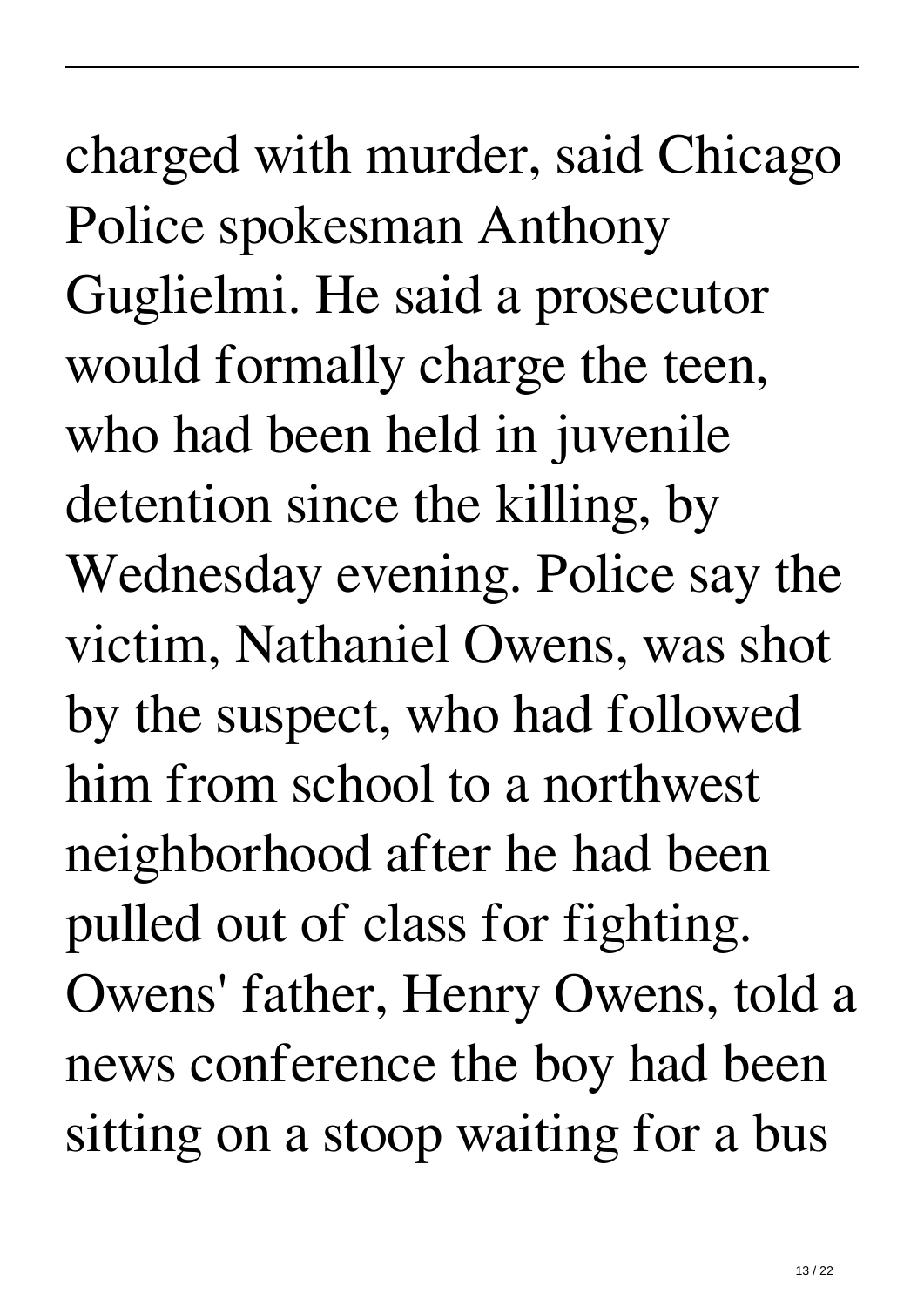charged with murder, said Chicago Police spokesman Anthony Guglielmi. He said a prosecutor would formally charge the teen, who had been held in juvenile detention since the killing, by Wednesday evening. Police say the victim, Nathaniel Owens, was shot by the suspect, who had followed him from school to a northwest neighborhood after he had been pulled out of class for fighting. Owens' father, Henry Owens, told a news conference the boy had been sitting on a stoop waiting for a bus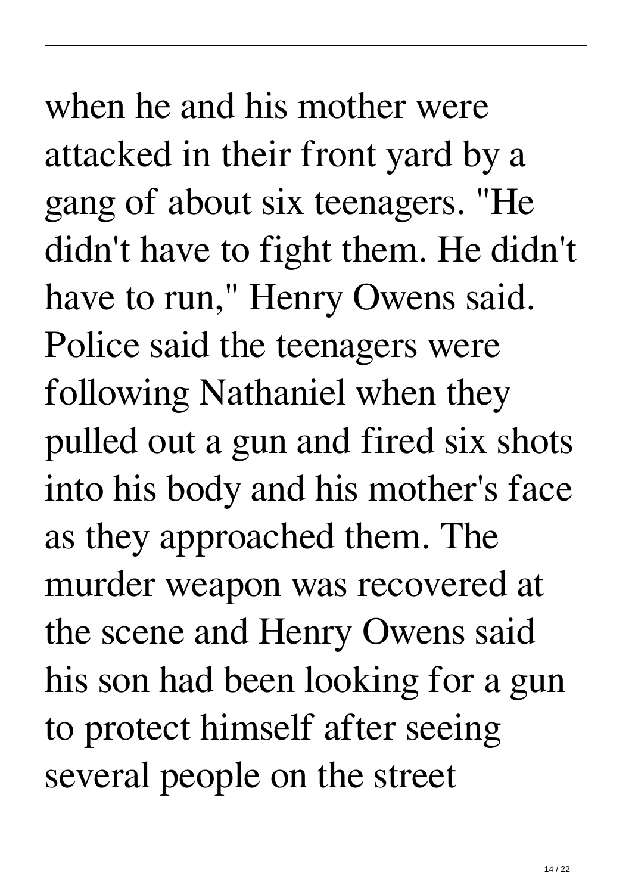when he and his mother were attacked in their front yard by a gang of about six teenagers. "He didn't have to fight them. He didn't have to run," Henry Owens said. Police said the teenagers were following Nathaniel when they pulled out a gun and fired six shots into his body and his mother's face as they approached them. The murder weapon was recovered at the scene and Henry Owens said his son had been looking for a gun to protect himself after seeing several people on the street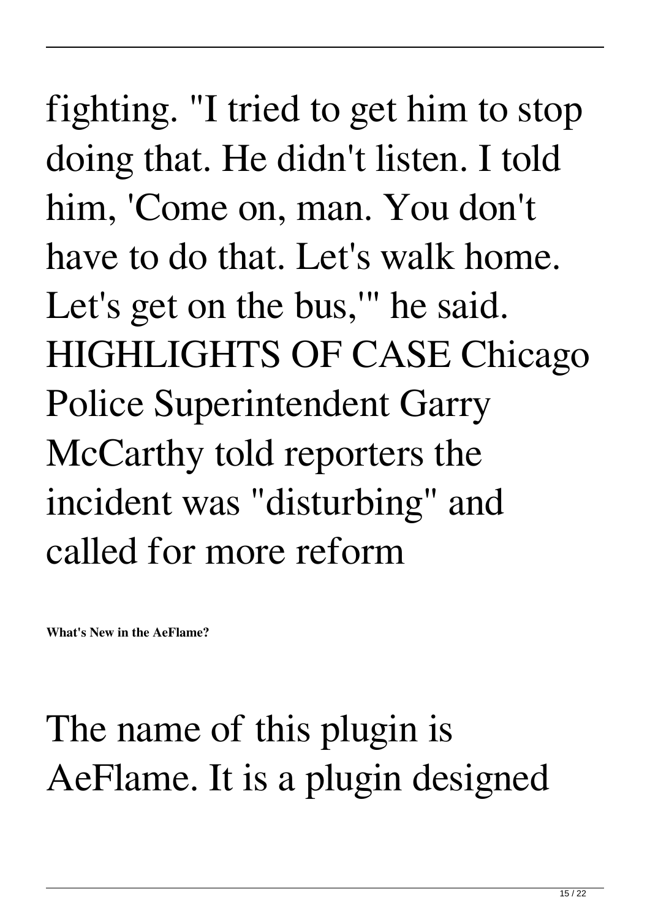fighting. "I tried to get him to stop doing that. He didn't listen. I told him, 'Come on, man. You don't have to do that. Let's walk home. Let's get on the bus,'" he said. HIGHLIGHTS OF CASE Chicago Police Superintendent Garry McCarthy told reporters the incident was "disturbing" and called for more reform

**What's New in the AeFlame?**

The name of this plugin is AeFlame. It is a plugin designed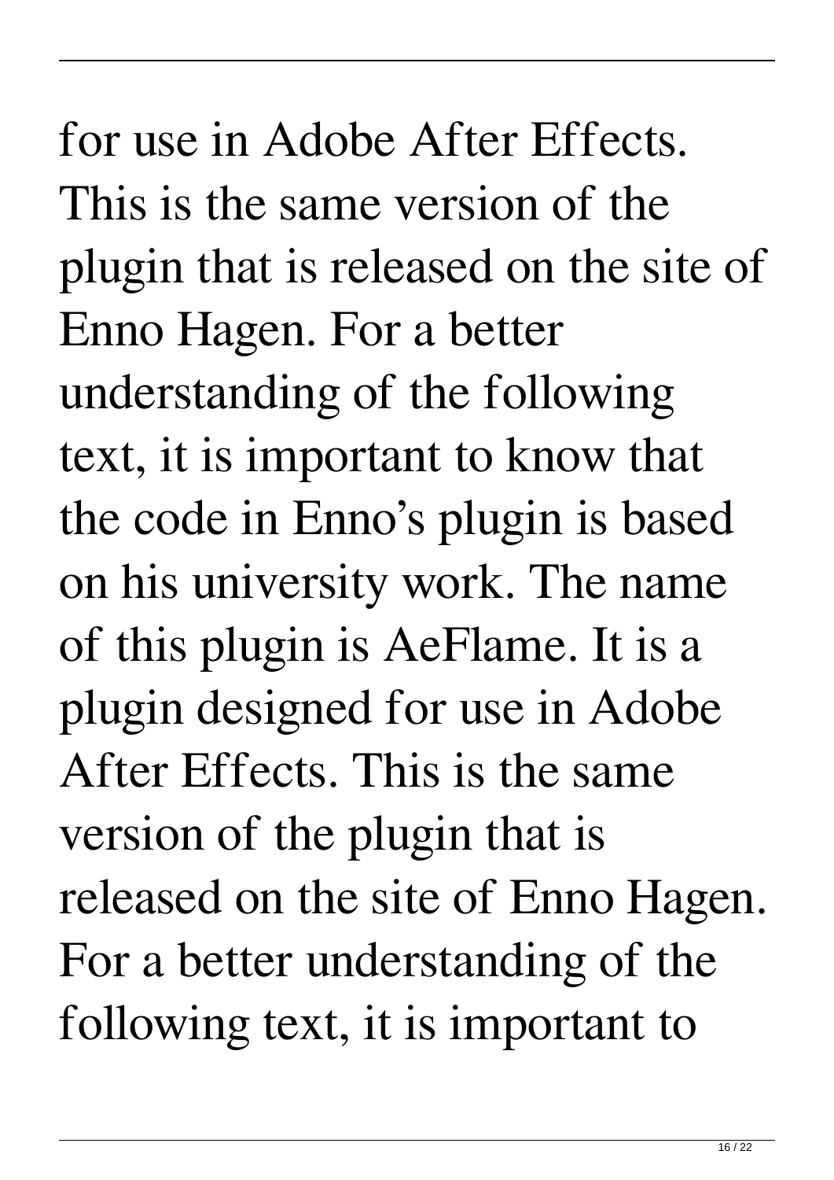for use in Adobe After Effects. This is the same version of the plugin that is released on the site of Enno Hagen. For a better understanding of the following text, it is important to know that the code in Enno's plugin is based on his university work. The name of this plugin is AeFlame. It is a plugin designed for use in Adobe After Effects. This is the same version of the plugin that is released on the site of Enno Hagen. For a better understanding of the following text, it is important to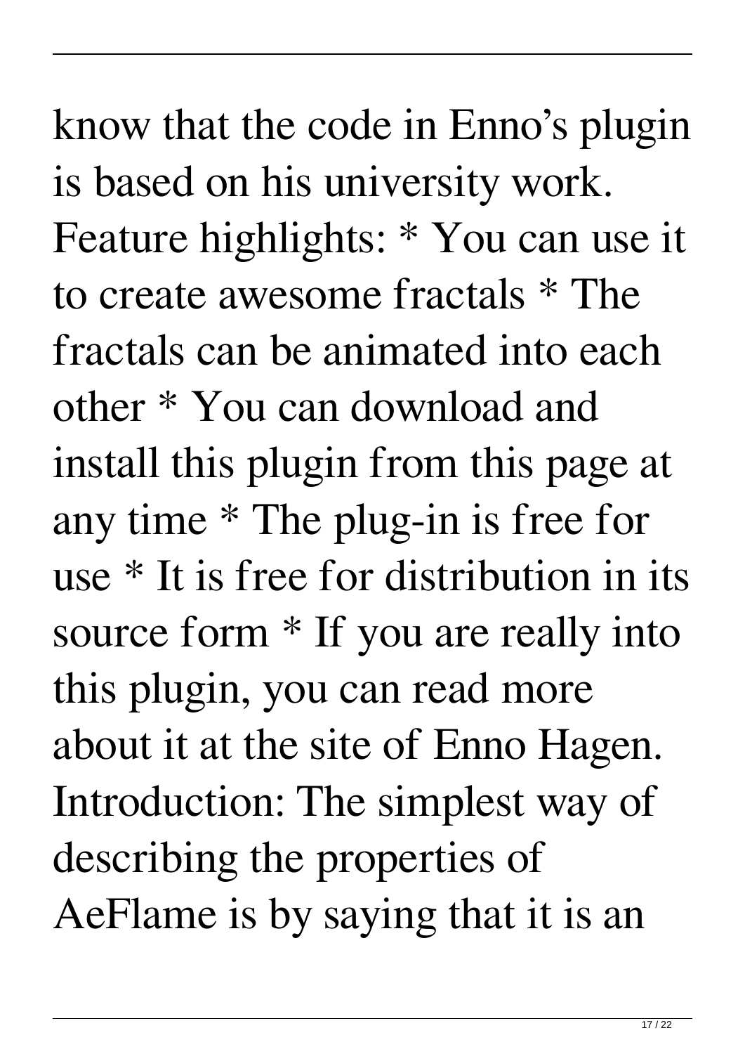know that the code in Enno's plugin is based on his university work. Feature highlights: * You can use it to create awesome fractals * The fractals can be animated into each other * You can download and install this plugin from this page at any time * The plug-in is free for use * It is free for distribution in its source form * If you are really into this plugin, you can read more about it at the site of Enno Hagen. Introduction: The simplest way of describing the properties of AeFlame is by saying that it is an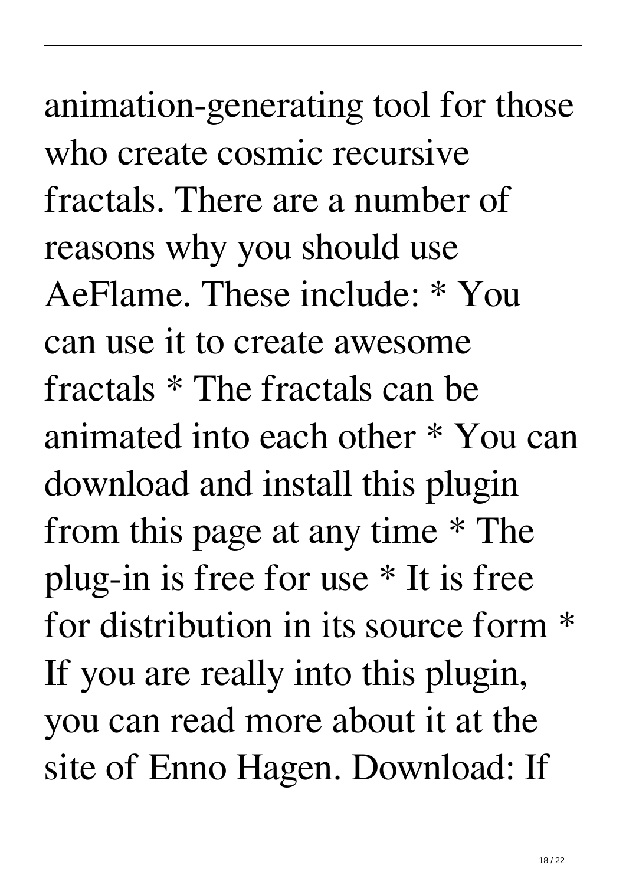animation-generating tool for those who create cosmic recursive fractals. There are a number of reasons why you should use AeFlame. These include: * You can use it to create awesome fractals * The fractals can be animated into each other * You can download and install this plugin from this page at any time * The plug-in is free for use * It is free for distribution in its source form * If you are really into this plugin, you can read more about it at the site of Enno Hagen. Download: If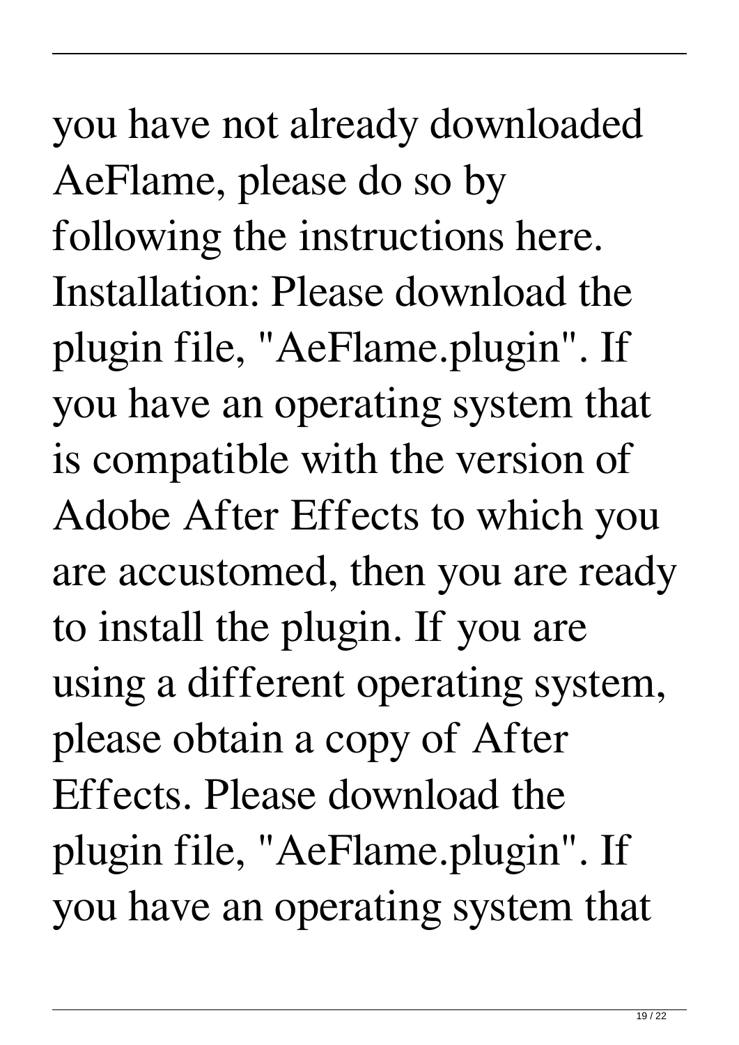you have not already downloaded AeFlame, please do so by following the instructions here. Installation: Please download the plugin file, "AeFlame.plugin". If you have an operating system that is compatible with the version of Adobe After Effects to which you are accustomed, then you are ready to install the plugin. If you are using a different operating system, please obtain a copy of After Effects. Please download the plugin file, "AeFlame.plugin". If you have an operating system that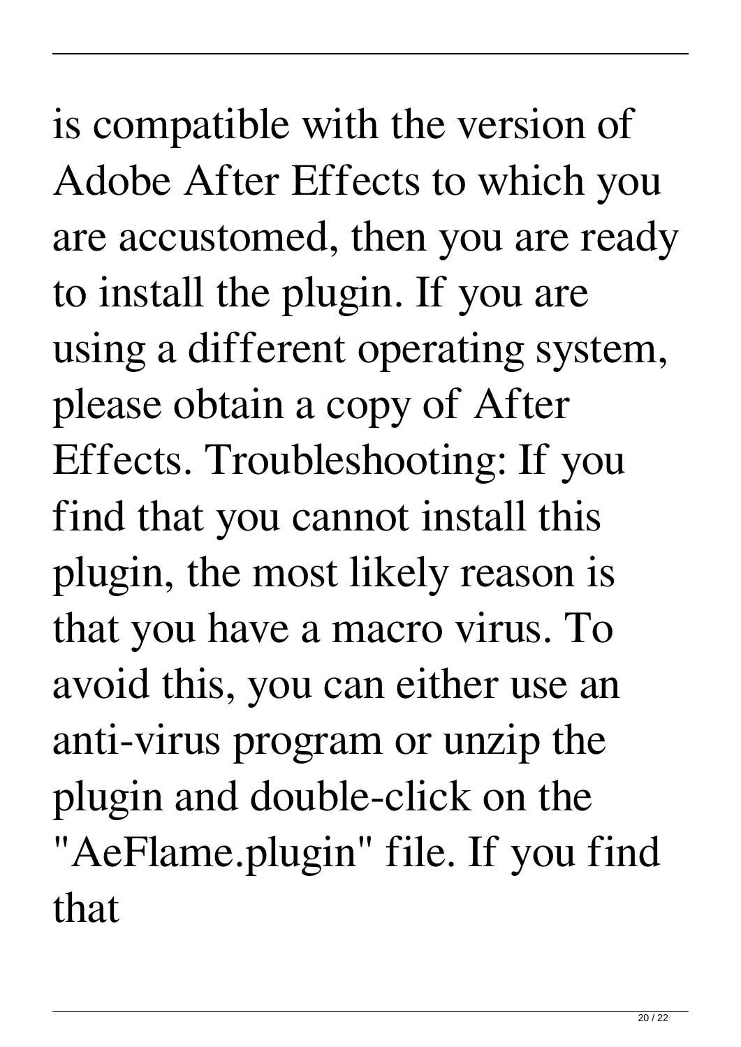is compatible with the version of Adobe After Effects to which you are accustomed, then you are ready to install the plugin. If you are using a different operating system, please obtain a copy of After Effects. Troubleshooting: If you find that you cannot install this plugin, the most likely reason is that you have a macro virus. To avoid this, you can either use an anti-virus program or unzip the plugin and double-click on the "AeFlame.plugin" file. If you find that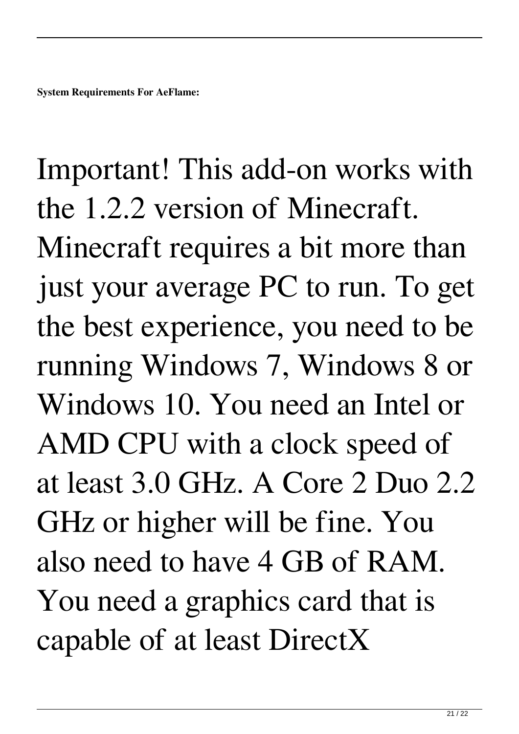**System Requirements For AeFlame:**

Important! This add-on works with the 1.2.2 version of Minecraft. Minecraft requires a bit more than just your average PC to run. To get the best experience, you need to be running Windows 7, Windows 8 or Windows 10. You need an Intel or AMD CPU with a clock speed of at least 3.0 GHz. A Core 2 Duo 2.2 GHz or higher will be fine. You also need to have 4 GB of RAM. You need a graphics card that is capable of at least DirectX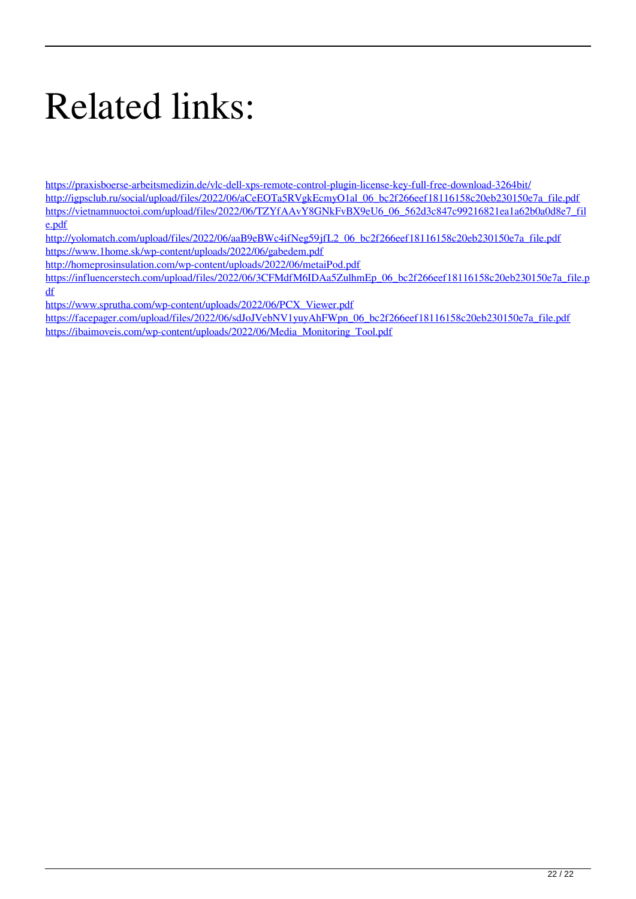# Related links:

https://praxisboerse-arbeitsmedizin.de/vlc-dell-xps-remote-control-plugin-license-key-full-free-download-3264bit/
http://igpsclub.ru/social/upload/files/2022/06/aCeEOTa5RVgkEcmyO1al_06_bc2f266eef18116158c20eb230150e7a_file.pdf
https://vietnamnuoctoi.com/upload/files/2022/06/TZYfAAvY8GNkFvBX9eU6_06_562d3c847c99216821ea1a62b0a0d8e7_file.pdf
http://yolomatch.com/upload/files/2022/06/aaB9eBWc4ifNeg59jfL2_06_bc2f266eef18116158c20eb230150e7a_file.pdf
https://www.1home.sk/wp-content/uploads/2022/06/gabedem.pdf
http://homeprosinsulation.com/wp-content/uploads/2022/06/metaiPod.pdf
https://influencerstech.com/upload/files/2022/06/3CFMdfM6IDAa5ZulhmEp_06_bc2f266eef18116158c20eb230150e7a_file.pdf
https://www.sprutha.com/wp-content/uploads/2022/06/PCX_Viewer.pdf
https://facepager.com/upload/files/2022/06/sdJoJVebNV1yuyAhFWpn_06_bc2f266eef18116158c20eb230150e7a_file.pdf
https://ibaimoveis.com/wp-content/uploads/2022/06/Media_Monitoring_Tool.pdf